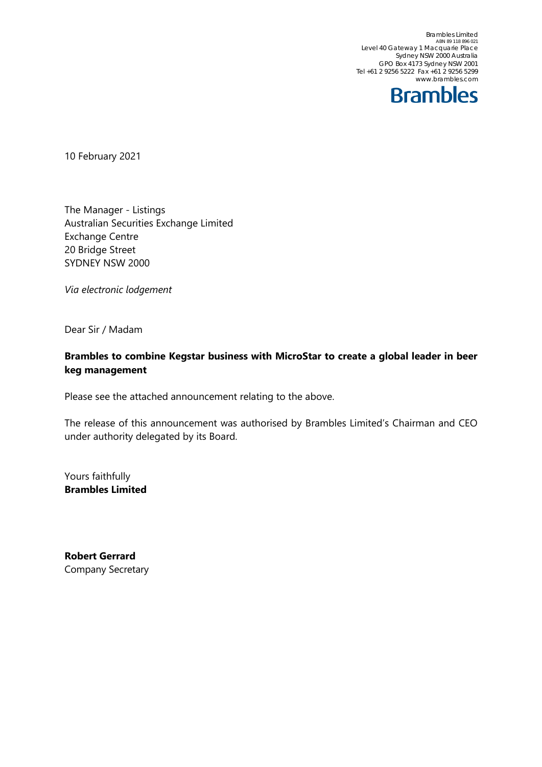Brambles Limited
ABN 89 118 896 021
Level 40 Gateway 1 Macquarie Place
Sydney NSW 2000 Australia
GPO Box 4173 Sydney NSW 2001
Tel +61 2 9256 5222 Fax +61 2 9256 5299
www.brambles.com

**Brambles**

10 February 2021

The Manager - Listings
Australian Securities Exchange Limited
Exchange Centre
20 Bridge Street
SYDNEY NSW 2000

*Via electronic lodgement*

Dear Sir / Madam

**Brambles to combine Kegstar business with MicroStar to create a global leader in beer keg management**

Please see the attached announcement relating to the above.

The release of this announcement was authorised by Brambles Limited's Chairman and CEO under authority delegated by its Board.

Yours faithfully
**Brambles Limited**

**Robert Gerrard**
Company Secretary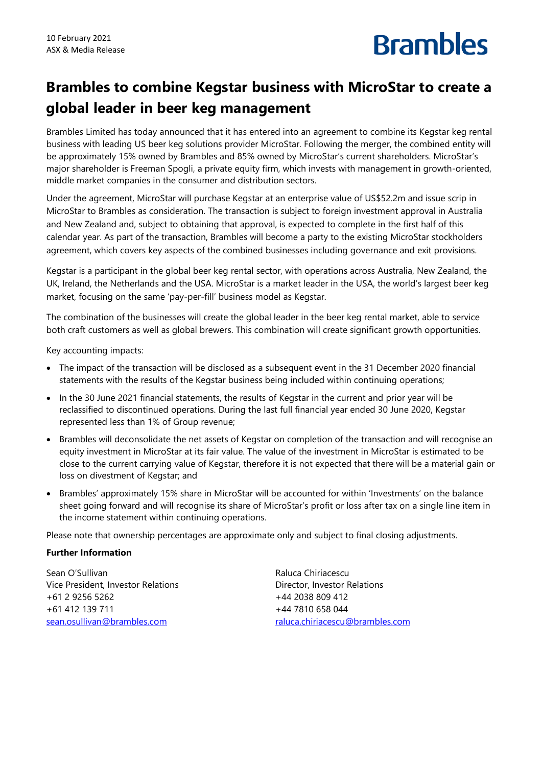10 February 2021
ASX & Media Release

Brambles

# Brambles to combine Kegstar business with MicroStar to create a global leader in beer keg management

Brambles Limited has today announced that it has entered into an agreement to combine its Kegstar keg rental business with leading US beer keg solutions provider MicroStar. Following the merger, the combined entity will be approximately 15% owned by Brambles and 85% owned by MicroStar's current shareholders. MicroStar's major shareholder is Freeman Spogli, a private equity firm, which invests with management in growth-oriented, middle market companies in the consumer and distribution sectors.

Under the agreement, MicroStar will purchase Kegstar at an enterprise value of US$52.2m and issue scrip in MicroStar to Brambles as consideration. The transaction is subject to foreign investment approval in Australia and New Zealand and, subject to obtaining that approval, is expected to complete in the first half of this calendar year. As part of the transaction, Brambles will become a party to the existing MicroStar stockholders agreement, which covers key aspects of the combined businesses including governance and exit provisions.

Kegstar is a participant in the global beer keg rental sector, with operations across Australia, New Zealand, the UK, Ireland, the Netherlands and the USA. MicroStar is a market leader in the USA, the world's largest beer keg market, focusing on the same 'pay-per-fill' business model as Kegstar.

The combination of the businesses will create the global leader in the beer keg rental market, able to service both craft customers as well as global brewers. This combination will create significant growth opportunities.

Key accounting impacts:

- The impact of the transaction will be disclosed as a subsequent event in the 31 December 2020 financial statements with the results of the Kegstar business being included within continuing operations;
- In the 30 June 2021 financial statements, the results of Kegstar in the current and prior year will be reclassified to discontinued operations. During the last full financial year ended 30 June 2020, Kegstar represented less than 1% of Group revenue;
- Brambles will deconsolidate the net assets of Kegstar on completion of the transaction and will recognise an equity investment in MicroStar at its fair value. The value of the investment in MicroStar is estimated to be close to the current carrying value of Kegstar, therefore it is not expected that there will be a material gain or loss on divestment of Kegstar; and
- Brambles' approximately 15% share in MicroStar will be accounted for within 'Investments' on the balance sheet going forward and will recognise its share of MicroStar's profit or loss after tax on a single line item in the income statement within continuing operations.

Please note that ownership percentages are approximate only and subject to final closing adjustments.

**Further Information**

Sean O'Sullivan
Vice President, Investor Relations
+61 2 9256 5262
+61 412 139 711
sean.osullivan@brambles.com

Raluca Chiriacescu
Director, Investor Relations
+44 2038 809 412
+44 7810 658 044
raluca.chiriacescu@brambles.com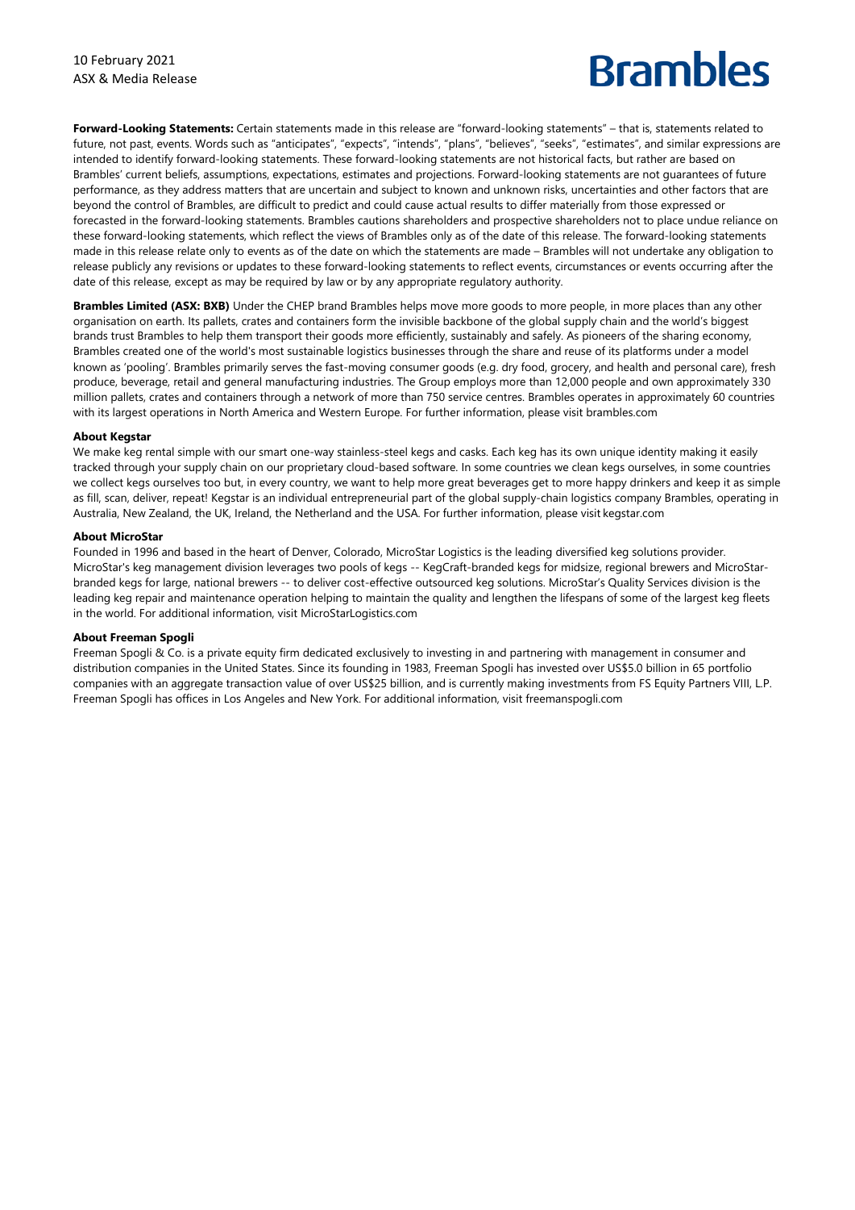**Forward-Looking Statements:** Certain statements made in this release are "forward-looking statements" – that is, statements related to future, not past, events. Words such as "anticipates", "expects", "intends", "plans", "believes", "seeks", "estimates", and similar expressions are intended to identify forward-looking statements. These forward-looking statements are not historical facts, but rather are based on Brambles' current beliefs, assumptions, expectations, estimates and projections. Forward-looking statements are not guarantees of future performance, as they address matters that are uncertain and subject to known and unknown risks, uncertainties and other factors that are beyond the control of Brambles, are difficult to predict and could cause actual results to differ materially from those expressed or forecasted in the forward-looking statements. Brambles cautions shareholders and prospective shareholders not to place undue reliance on these forward-looking statements, which reflect the views of Brambles only as of the date of this release. The forward-looking statements made in this release relate only to events as of the date on which the statements are made – Brambles will not undertake any obligation to release publicly any revisions or updates to these forward-looking statements to reflect events, circumstances or events occurring after the date of this release, except as may be required by law or by any appropriate regulatory authority.

**Brambles Limited (ASX: BXB)** Under the CHEP brand Brambles helps move more goods to more people, in more places than any other organisation on earth. Its pallets, crates and containers form the invisible backbone of the global supply chain and the world's biggest brands trust Brambles to help them transport their goods more efficiently, sustainably and safely. As pioneers of the sharing economy, Brambles created one of the world's most sustainable logistics businesses through the share and reuse of its platforms under a model known as 'pooling'. Brambles primarily serves the fast-moving consumer goods (e.g. dry food, grocery, and health and personal care), fresh produce, beverage, retail and general manufacturing industries. The Group employs more than 12,000 people and own approximately 330 million pallets, crates and containers through a network of more than 750 service centres. Brambles operates in approximately 60 countries with its largest operations in North America and Western Europe. For further information, please visit brambles.com

**About Kegstar**

We make keg rental simple with our smart one-way stainless-steel kegs and casks. Each keg has its own unique identity making it easily tracked through your supply chain on our proprietary cloud-based software. In some countries we clean kegs ourselves, in some countries we collect kegs ourselves too but, in every country, we want to help more great beverages get to more happy drinkers and keep it as simple as fill, scan, deliver, repeat! Kegstar is an individual entrepreneurial part of the global supply-chain logistics company Brambles, operating in Australia, New Zealand, the UK, Ireland, the Netherland and the USA. For further information, please visit kegstar.com

**About MicroStar**

Founded in 1996 and based in the heart of Denver, Colorado, MicroStar Logistics is the leading diversified keg solutions provider. MicroStar's keg management division leverages two pools of kegs -- KegCraft-branded kegs for midsize, regional brewers and MicroStar-branded kegs for large, national brewers -- to deliver cost-effective outsourced keg solutions. MicroStar's Quality Services division is the leading keg repair and maintenance operation helping to maintain the quality and lengthen the lifespans of some of the largest keg fleets in the world. For additional information, visit MicroStarLogistics.com

**About Freeman Spogli**

Freeman Spogli & Co. is a private equity firm dedicated exclusively to investing in and partnering with management in consumer and distribution companies in the United States. Since its founding in 1983, Freeman Spogli has invested over US$5.0 billion in 65 portfolio companies with an aggregate transaction value of over US$25 billion, and is currently making investments from FS Equity Partners VIII, L.P. Freeman Spogli has offices in Los Angeles and New York. For additional information, visit freemanspogli.com